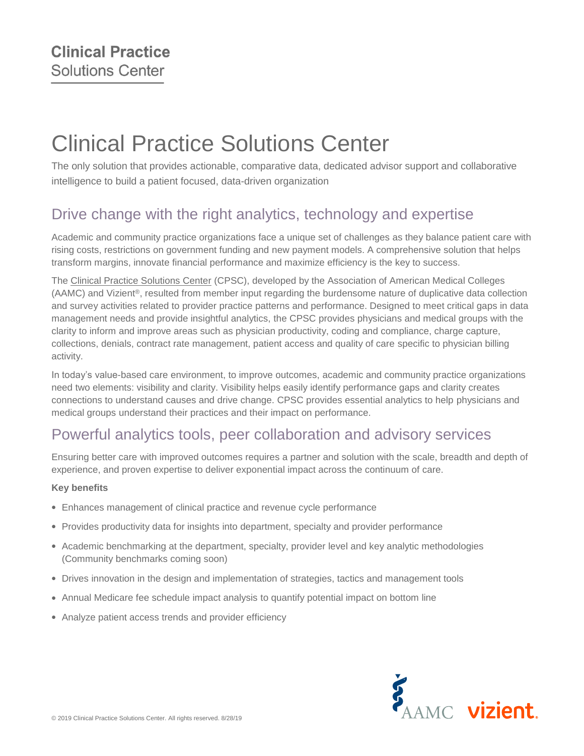**Clinical Practice**
Solutions Center

# Clinical Practice Solutions Center

The only solution that provides actionable, comparative data, dedicated advisor support and collaborative intelligence to build a patient focused, data-driven organization

## Drive change with the right analytics, technology and expertise

Academic and community practice organizations face a unique set of challenges as they balance patient care with rising costs, restrictions on government funding and new payment models. A comprehensive solution that helps transform margins, innovate financial performance and maximize efficiency is the key to success.

The Clinical Practice Solutions Center (CPSC), developed by the Association of American Medical Colleges (AAMC) and Vizient®, resulted from member input regarding the burdensome nature of duplicative data collection and survey activities related to provider practice patterns and performance. Designed to meet critical gaps in data management needs and provide insightful analytics, the CPSC provides physicians and medical groups with the clarity to inform and improve areas such as physician productivity, coding and compliance, charge capture, collections, denials, contract rate management, patient access and quality of care specific to physician billing activity.

In today's value-based care environment, to improve outcomes, academic and community practice organizations need two elements: visibility and clarity. Visibility helps easily identify performance gaps and clarity creates connections to understand causes and drive change. CPSC provides essential analytics to help physicians and medical groups understand their practices and their impact on performance.

## Powerful analytics tools, peer collaboration and advisory services

Ensuring better care with improved outcomes requires a partner and solution with the scale, breadth and depth of experience, and proven expertise to deliver exponential impact across the continuum of care.

**Key benefits**

- Enhances management of clinical practice and revenue cycle performance
- Provides productivity data for insights into department, specialty and provider performance
- Academic benchmarking at the department, specialty, provider level and key analytic methodologies (Community benchmarks coming soon)
- Drives innovation in the design and implementation of strategies, tactics and management tools
- Annual Medicare fee schedule impact analysis to quantify potential impact on bottom line
- Analyze patient access trends and provider efficiency

AAMC vizient.

© 2019 Clinical Practice Solutions Center. All rights reserved. 8/28/19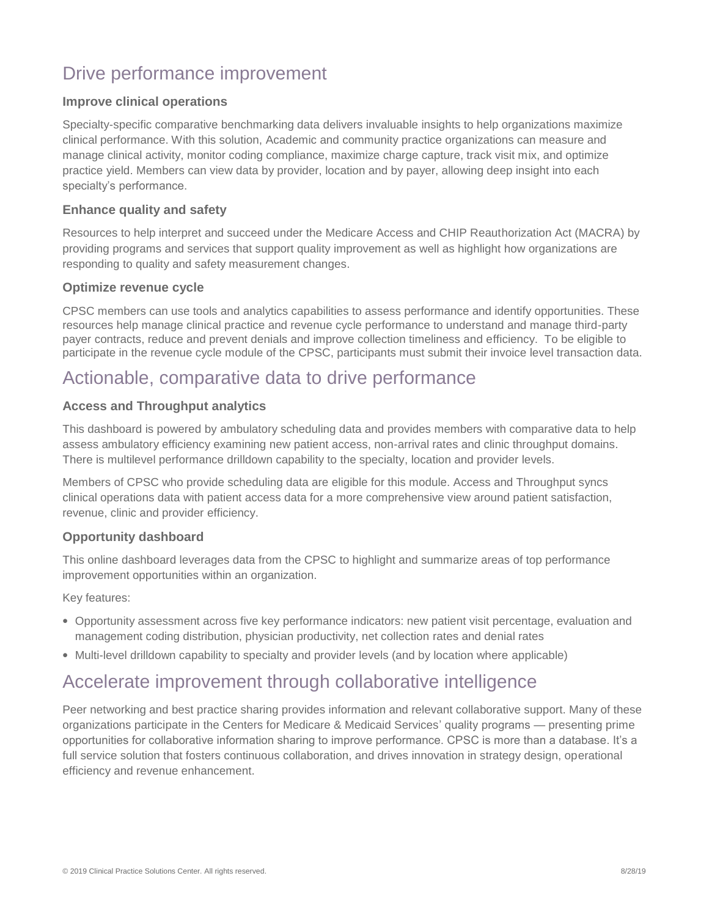## Drive performance improvement

### Improve clinical operations

Specialty-specific comparative benchmarking data delivers invaluable insights to help organizations maximize clinical performance. With this solution, Academic and community practice organizations can measure and manage clinical activity, monitor coding compliance, maximize charge capture, track visit mix, and optimize practice yield. Members can view data by provider, location and by payer, allowing deep insight into each specialty's performance.

### Enhance quality and safety

Resources to help interpret and succeed under the Medicare Access and CHIP Reauthorization Act (MACRA) by providing programs and services that support quality improvement as well as highlight how organizations are responding to quality and safety measurement changes.

### Optimize revenue cycle

CPSC members can use tools and analytics capabilities to assess performance and identify opportunities. These resources help manage clinical practice and revenue cycle performance to understand and manage third-party payer contracts, reduce and prevent denials and improve collection timeliness and efficiency. To be eligible to participate in the revenue cycle module of the CPSC, participants must submit their invoice level transaction data.

## Actionable, comparative data to drive performance

### Access and Throughput analytics

This dashboard is powered by ambulatory scheduling data and provides members with comparative data to help assess ambulatory efficiency examining new patient access, non-arrival rates and clinic throughput domains. There is multilevel performance drilldown capability to the specialty, location and provider levels.

Members of CPSC who provide scheduling data are eligible for this module. Access and Throughput syncs clinical operations data with patient access data for a more comprehensive view around patient satisfaction, revenue, clinic and provider efficiency.

### Opportunity dashboard

This online dashboard leverages data from the CPSC to highlight and summarize areas of top performance improvement opportunities within an organization.

Key features:

- Opportunity assessment across five key performance indicators: new patient visit percentage, evaluation and management coding distribution, physician productivity, net collection rates and denial rates
- Multi-level drilldown capability to specialty and provider levels (and by location where applicable)

## Accelerate improvement through collaborative intelligence

Peer networking and best practice sharing provides information and relevant collaborative support. Many of these organizations participate in the Centers for Medicare & Medicaid Services' quality programs — presenting prime opportunities for collaborative information sharing to improve performance. CPSC is more than a database. It's a full service solution that fosters continuous collaboration, and drives innovation in strategy design, operational efficiency and revenue enhancement.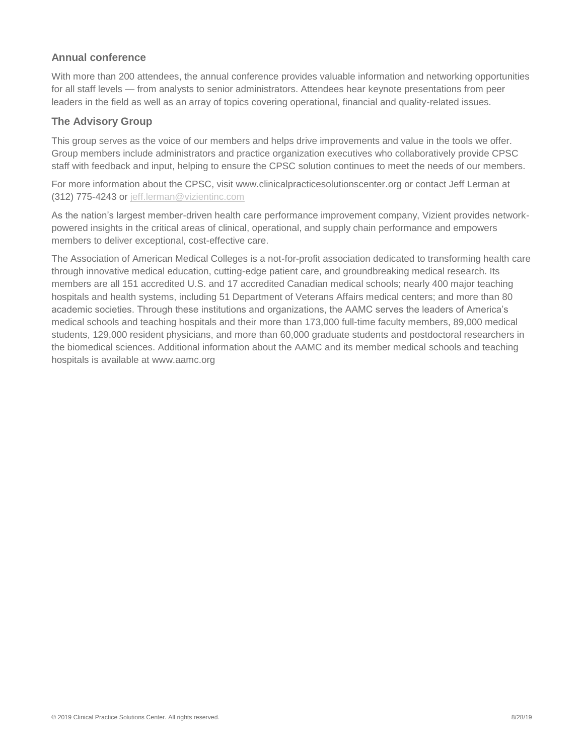### Annual conference

With more than 200 attendees, the annual conference provides valuable information and networking opportunities for all staff levels — from analysts to senior administrators. Attendees hear keynote presentations from peer leaders in the field as well as an array of topics covering operational, financial and quality-related issues.

### The Advisory Group

This group serves as the voice of our members and helps drive improvements and value in the tools we offer. Group members include administrators and practice organization executives who collaboratively provide CPSC staff with feedback and input, helping to ensure the CPSC solution continues to meet the needs of our members.

For more information about the CPSC, visit www.clinicalpracticesolutionscenter.org or contact Jeff Lerman at (312) 775-4243 or jeff.lerman@vizientinc.com

As the nation's largest member-driven health care performance improvement company, Vizient provides network-powered insights in the critical areas of clinical, operational, and supply chain performance and empowers members to deliver exceptional, cost-effective care.

The Association of American Medical Colleges is a not-for-profit association dedicated to transforming health care through innovative medical education, cutting-edge patient care, and groundbreaking medical research. Its members are all 151 accredited U.S. and 17 accredited Canadian medical schools; nearly 400 major teaching hospitals and health systems, including 51 Department of Veterans Affairs medical centers; and more than 80 academic societies. Through these institutions and organizations, the AAMC serves the leaders of America's medical schools and teaching hospitals and their more than 173,000 full-time faculty members, 89,000 medical students, 129,000 resident physicians, and more than 60,000 graduate students and postdoctoral researchers in the biomedical sciences. Additional information about the AAMC and its member medical schools and teaching hospitals is available at www.aamc.org